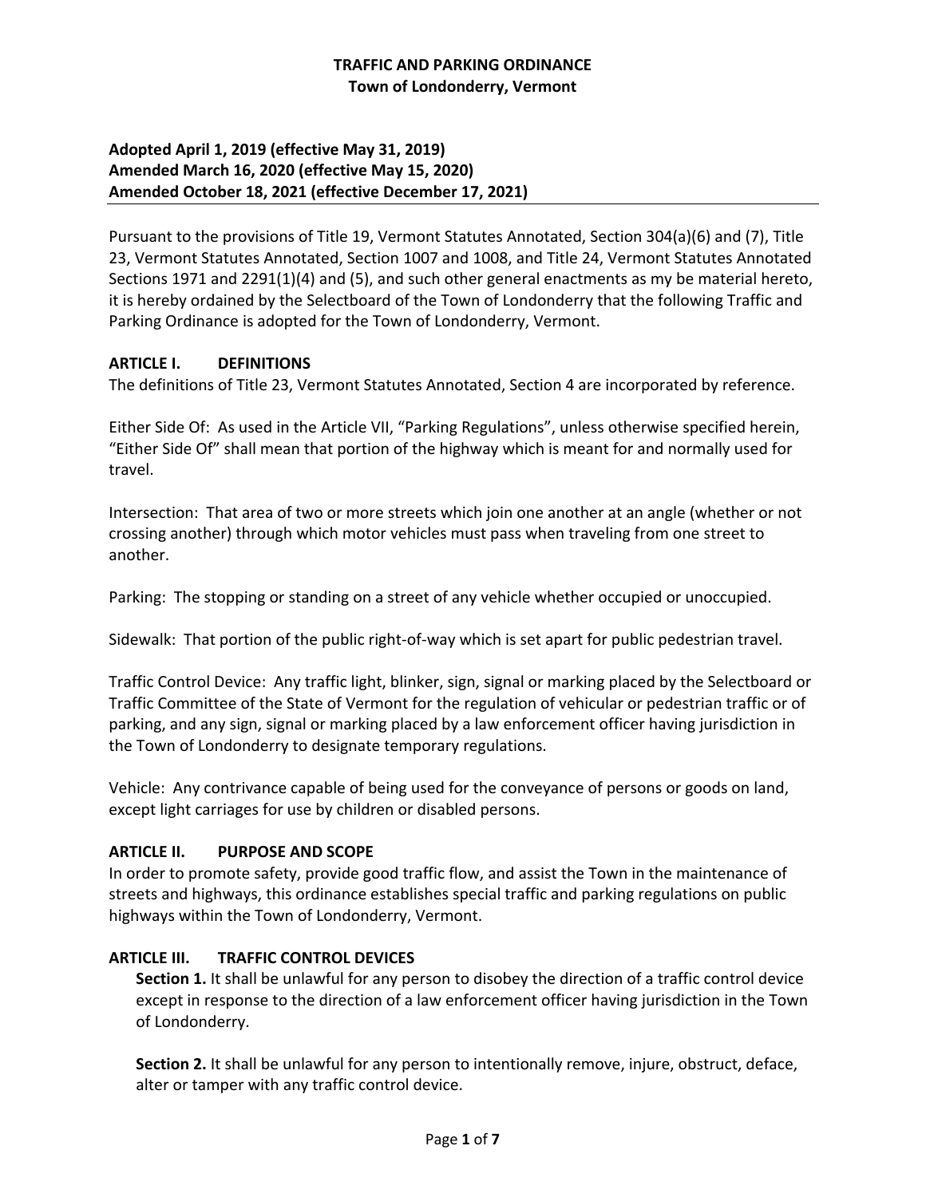# TRAFFIC AND PARKING ORDINANCE
## Town of Londonderry, Vermont

**Adopted April 1, 2019 (effective May 31, 2019)**
**Amended March 16, 2020 (effective May 15, 2020)**
**Amended October 18, 2021 (effective December 17, 2021)**

---

Pursuant to the provisions of Title 19, Vermont Statutes Annotated, Section 304(a)(6) and (7), Title 23, Vermont Statutes Annotated, Section 1007 and 1008, and Title 24, Vermont Statutes Annotated Sections 1971 and 2291(1)(4) and (5), and such other general enactments as my be material hereto, it is hereby ordained by the Selectboard of the Town of Londonderry that the following Traffic and Parking Ordinance is adopted for the Town of Londonderry, Vermont.

### ARTICLE I. DEFINITIONS

The definitions of Title 23, Vermont Statutes Annotated, Section 4 are incorporated by reference.

Either Side Of: As used in the Article VII, "Parking Regulations", unless otherwise specified herein, "Either Side Of" shall mean that portion of the highway which is meant for and normally used for travel.

Intersection: That area of two or more streets which join one another at an angle (whether or not crossing another) through which motor vehicles must pass when traveling from one street to another.

Parking: The stopping or standing on a street of any vehicle whether occupied or unoccupied.

Sidewalk: That portion of the public right-of-way which is set apart for public pedestrian travel.

Traffic Control Device: Any traffic light, blinker, sign, signal or marking placed by the Selectboard or Traffic Committee of the State of Vermont for the regulation of vehicular or pedestrian traffic or of parking, and any sign, signal or marking placed by a law enforcement officer having jurisdiction in the Town of Londonderry to designate temporary regulations.

Vehicle: Any contrivance capable of being used for the conveyance of persons or goods on land, except light carriages for use by children or disabled persons.

### ARTICLE II. PURPOSE AND SCOPE

In order to promote safety, provide good traffic flow, and assist the Town in the maintenance of streets and highways, this ordinance establishes special traffic and parking regulations on public highways within the Town of Londonderry, Vermont.

### ARTICLE III. TRAFFIC CONTROL DEVICES

**Section 1.** It shall be unlawful for any person to disobey the direction of a traffic control device except in response to the direction of a law enforcement officer having jurisdiction in the Town of Londonderry.

**Section 2.** It shall be unlawful for any person to intentionally remove, injure, obstruct, deface, alter or tamper with any traffic control device.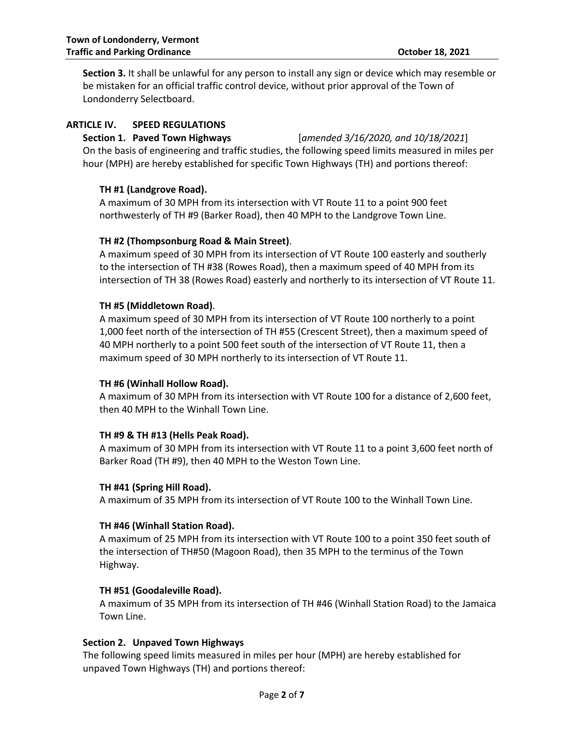**Section 3.** It shall be unlawful for any person to install any sign or device which may resemble or be mistaken for an official traffic control device, without prior approval of the Town of Londonderry Selectboard.

## ARTICLE IV. SPEED REGULATIONS

### Section 1. Paved Town Highways [*amended 3/16/2020, and 10/18/2021*]

On the basis of engineering and traffic studies, the following speed limits measured in miles per hour (MPH) are hereby established for specific Town Highways (TH) and portions thereof:

**TH #1 (Landgrove Road).**
A maximum of 30 MPH from its intersection with VT Route 11 to a point 900 feet northwesterly of TH #9 (Barker Road), then 40 MPH to the Landgrove Town Line.

**TH #2 (Thompsonburg Road & Main Street)**.
A maximum speed of 30 MPH from its intersection of VT Route 100 easterly and southerly to the intersection of TH #38 (Rowes Road), then a maximum speed of 40 MPH from its intersection of TH 38 (Rowes Road) easterly and northerly to its intersection of VT Route 11.

**TH #5 (Middletown Road)**.
A maximum speed of 30 MPH from its intersection of VT Route 100 northerly to a point 1,000 feet north of the intersection of TH #55 (Crescent Street), then a maximum speed of 40 MPH northerly to a point 500 feet south of the intersection of VT Route 11, then a maximum speed of 30 MPH northerly to its intersection of VT Route 11.

**TH #6 (Winhall Hollow Road).**
A maximum of 30 MPH from its intersection with VT Route 100 for a distance of 2,600 feet, then 40 MPH to the Winhall Town Line.

**TH #9 & TH #13 (Hells Peak Road).**
A maximum of 30 MPH from its intersection with VT Route 11 to a point 3,600 feet north of Barker Road (TH #9), then 40 MPH to the Weston Town Line.

**TH #41 (Spring Hill Road).**
A maximum of 35 MPH from its intersection of VT Route 100 to the Winhall Town Line.

**TH #46 (Winhall Station Road).**
A maximum of 25 MPH from its intersection with VT Route 100 to a point 350 feet south of the intersection of TH#50 (Magoon Road), then 35 MPH to the terminus of the Town Highway.

**TH #51 (Goodaleville Road).**
A maximum of 35 MPH from its intersection of TH #46 (Winhall Station Road) to the Jamaica Town Line.

### Section 2. Unpaved Town Highways

The following speed limits measured in miles per hour (MPH) are hereby established for unpaved Town Highways (TH) and portions thereof: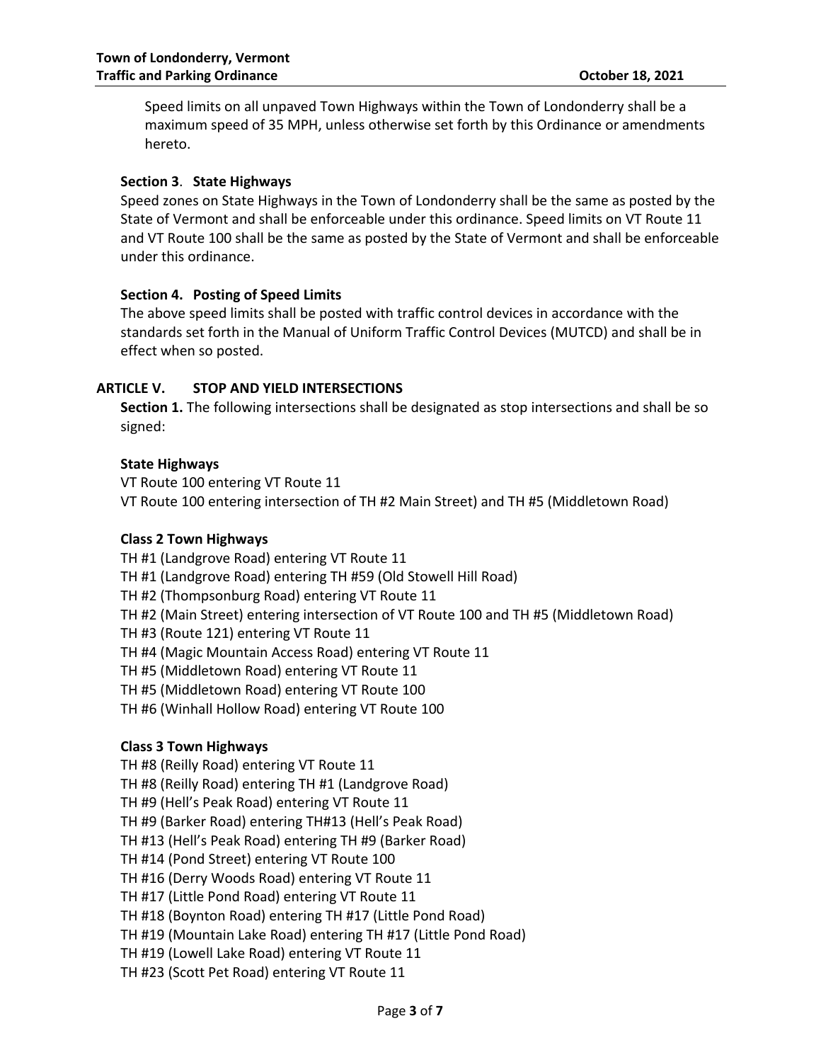Speed limits on all unpaved Town Highways within the Town of Londonderry shall be a maximum speed of 35 MPH, unless otherwise set forth by this Ordinance or amendments hereto.

### Section 3. State Highways

Speed zones on State Highways in the Town of Londonderry shall be the same as posted by the State of Vermont and shall be enforceable under this ordinance. Speed limits on VT Route 11 and VT Route 100 shall be the same as posted by the State of Vermont and shall be enforceable under this ordinance.

### Section 4. Posting of Speed Limits

The above speed limits shall be posted with traffic control devices in accordance with the standards set forth in the Manual of Uniform Traffic Control Devices (MUTCD) and shall be in effect when so posted.

## ARTICLE V. STOP AND YIELD INTERSECTIONS

**Section 1.** The following intersections shall be designated as stop intersections and shall be so signed:

**State Highways**

VT Route 100 entering VT Route 11
VT Route 100 entering intersection of TH #2 Main Street) and TH #5 (Middletown Road)

**Class 2 Town Highways**

TH #1 (Landgrove Road) entering VT Route 11
TH #1 (Landgrove Road) entering TH #59 (Old Stowell Hill Road)
TH #2 (Thompsonburg Road) entering VT Route 11
TH #2 (Main Street) entering intersection of VT Route 100 and TH #5 (Middletown Road)
TH #3 (Route 121) entering VT Route 11
TH #4 (Magic Mountain Access Road) entering VT Route 11
TH #5 (Middletown Road) entering VT Route 11
TH #5 (Middletown Road) entering VT Route 100
TH #6 (Winhall Hollow Road) entering VT Route 100

**Class 3 Town Highways**

TH #8 (Reilly Road) entering VT Route 11
TH #8 (Reilly Road) entering TH #1 (Landgrove Road)
TH #9 (Hell's Peak Road) entering VT Route 11
TH #9 (Barker Road) entering TH#13 (Hell's Peak Road)
TH #13 (Hell's Peak Road) entering TH #9 (Barker Road)
TH #14 (Pond Street) entering VT Route 100
TH #16 (Derry Woods Road) entering VT Route 11
TH #17 (Little Pond Road) entering VT Route 11
TH #18 (Boynton Road) entering TH #17 (Little Pond Road)
TH #19 (Mountain Lake Road) entering TH #17 (Little Pond Road)
TH #19 (Lowell Lake Road) entering VT Route 11
TH #23 (Scott Pet Road) entering VT Route 11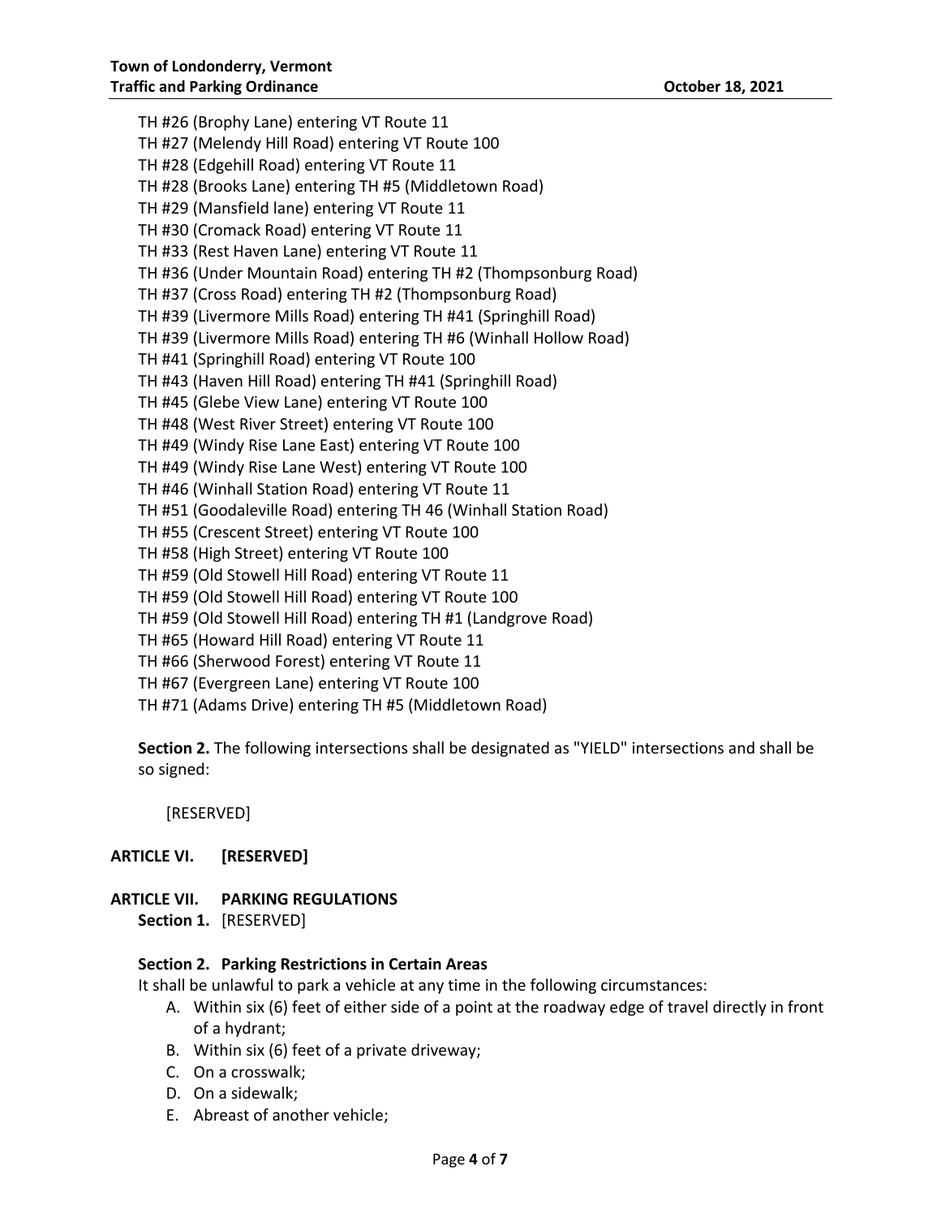TH #26 (Brophy Lane) entering VT Route 11
TH #27 (Melendy Hill Road) entering VT Route 100
TH #28 (Edgehill Road) entering VT Route 11
TH #28 (Brooks Lane) entering TH #5 (Middletown Road)
TH #29 (Mansfield lane) entering VT Route 11
TH #30 (Cromack Road) entering VT Route 11
TH #33 (Rest Haven Lane) entering VT Route 11
TH #36 (Under Mountain Road) entering TH #2 (Thompsonburg Road)
TH #37 (Cross Road) entering TH #2 (Thompsonburg Road)
TH #39 (Livermore Mills Road) entering TH #41 (Springhill Road)
TH #39 (Livermore Mills Road) entering TH #6 (Winhall Hollow Road)
TH #41 (Springhill Road) entering VT Route 100
TH #43 (Haven Hill Road) entering TH #41 (Springhill Road)
TH #45 (Glebe View Lane) entering VT Route 100
TH #48 (West River Street) entering VT Route 100
TH #49 (Windy Rise Lane East) entering VT Route 100
TH #49 (Windy Rise Lane West) entering VT Route 100
TH #46 (Winhall Station Road) entering VT Route 11
TH #51 (Goodaleville Road) entering TH 46 (Winhall Station Road)
TH #55 (Crescent Street) entering VT Route 100
TH #58 (High Street) entering VT Route 100
TH #59 (Old Stowell Hill Road) entering VT Route 11
TH #59 (Old Stowell Hill Road) entering VT Route 100
TH #59 (Old Stowell Hill Road) entering TH #1 (Landgrove Road)
TH #65 (Howard Hill Road) entering VT Route 11
TH #66 (Sherwood Forest) entering VT Route 11
TH #67 (Evergreen Lane) entering VT Route 100
TH #71 (Adams Drive) entering TH #5 (Middletown Road)

**Section 2.** The following intersections shall be designated as "YIELD" intersections and shall be so signed:

[RESERVED]

## ARTICLE VI. [RESERVED]

## ARTICLE VII. PARKING REGULATIONS

**Section 1.** [RESERVED]

### Section 2. Parking Restrictions in Certain Areas

It shall be unlawful to park a vehicle at any time in the following circumstances:

A. Within six (6) feet of either side of a point at the roadway edge of travel directly in front of a hydrant;
B. Within six (6) feet of a private driveway;
C. On a crosswalk;
D. On a sidewalk;
E. Abreast of another vehicle;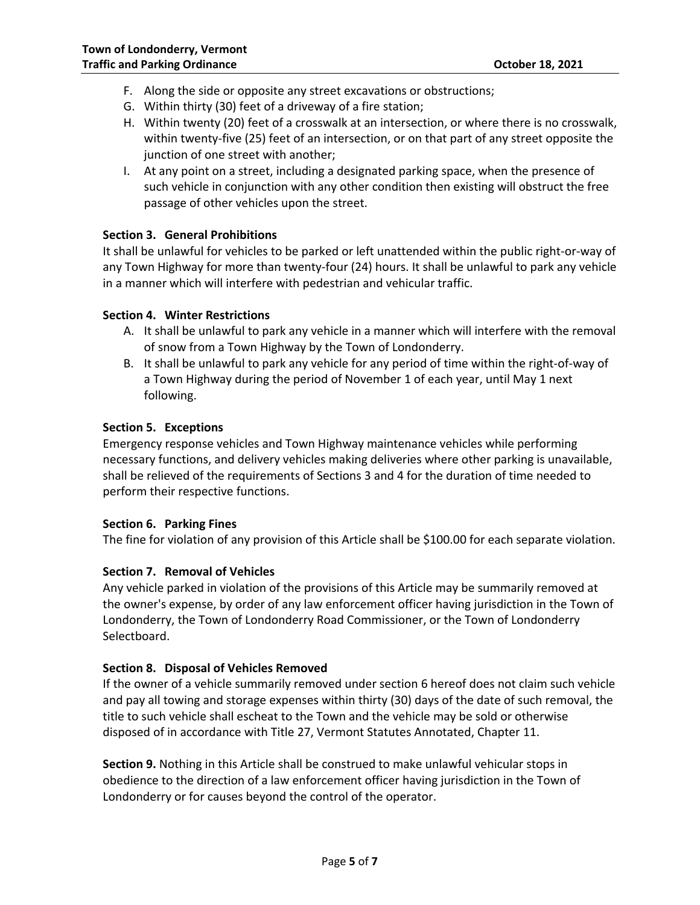F. Along the side or opposite any street excavations or obstructions;
G. Within thirty (30) feet of a driveway of a fire station;
H. Within twenty (20) feet of a crosswalk at an intersection, or where there is no crosswalk, within twenty-five (25) feet of an intersection, or on that part of any street opposite the junction of one street with another;
I. At any point on a street, including a designated parking space, when the presence of such vehicle in conjunction with any other condition then existing will obstruct the free passage of other vehicles upon the street.

**Section 3. General Prohibitions**

It shall be unlawful for vehicles to be parked or left unattended within the public right-or-way of any Town Highway for more than twenty-four (24) hours. It shall be unlawful to park any vehicle in a manner which will interfere with pedestrian and vehicular traffic.

**Section 4. Winter Restrictions**

A. It shall be unlawful to park any vehicle in a manner which will interfere with the removal of snow from a Town Highway by the Town of Londonderry.
B. It shall be unlawful to park any vehicle for any period of time within the right-of-way of a Town Highway during the period of November 1 of each year, until May 1 next following.

**Section 5. Exceptions**

Emergency response vehicles and Town Highway maintenance vehicles while performing necessary functions, and delivery vehicles making deliveries where other parking is unavailable, shall be relieved of the requirements of Sections 3 and 4 for the duration of time needed to perform their respective functions.

**Section 6. Parking Fines**

The fine for violation of any provision of this Article shall be $100.00 for each separate violation.

**Section 7. Removal of Vehicles**

Any vehicle parked in violation of the provisions of this Article may be summarily removed at the owner's expense, by order of any law enforcement officer having jurisdiction in the Town of Londonderry, the Town of Londonderry Road Commissioner, or the Town of Londonderry Selectboard.

**Section 8. Disposal of Vehicles Removed**

If the owner of a vehicle summarily removed under section 6 hereof does not claim such vehicle and pay all towing and storage expenses within thirty (30) days of the date of such removal, the title to such vehicle shall escheat to the Town and the vehicle may be sold or otherwise disposed of in accordance with Title 27, Vermont Statutes Annotated, Chapter 11.

**Section 9.** Nothing in this Article shall be construed to make unlawful vehicular stops in obedience to the direction of a law enforcement officer having jurisdiction in the Town of Londonderry or for causes beyond the control of the operator.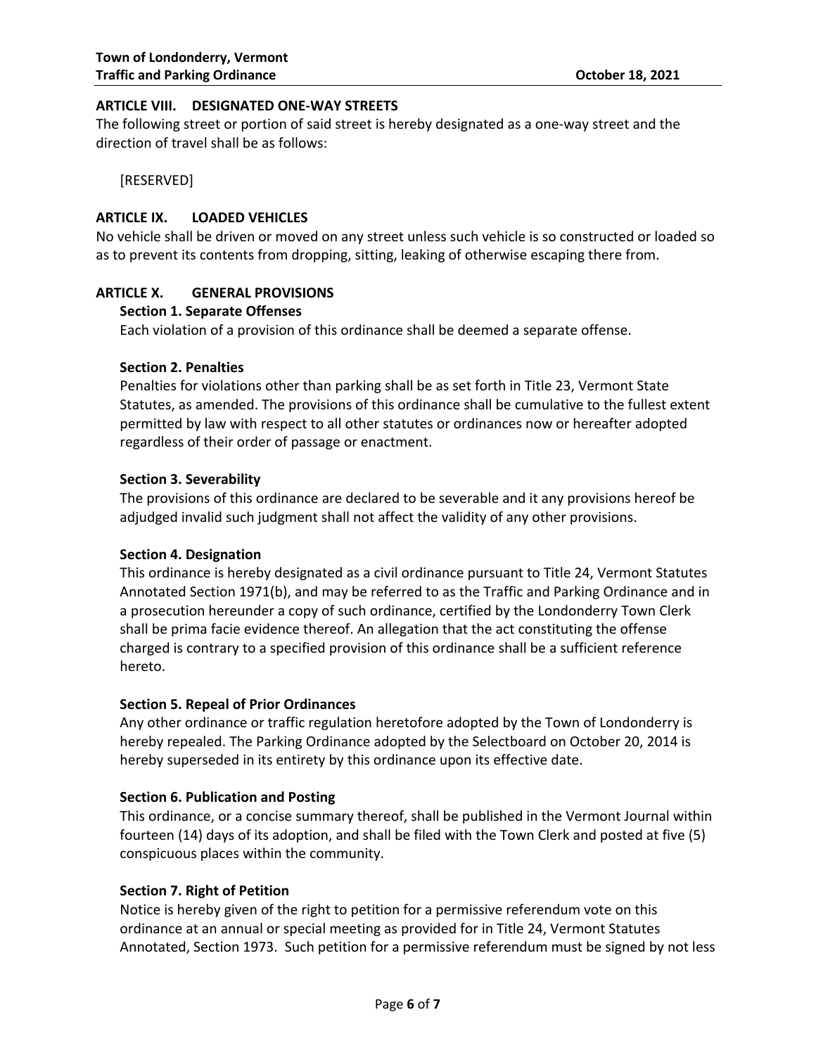## ARTICLE VIII. DESIGNATED ONE-WAY STREETS

The following street or portion of said street is hereby designated as a one-way street and the direction of travel shall be as follows:

[RESERVED]

## ARTICLE IX. LOADED VEHICLES

No vehicle shall be driven or moved on any street unless such vehicle is so constructed or loaded so as to prevent its contents from dropping, sitting, leaking of otherwise escaping there from.

## ARTICLE X. GENERAL PROVISIONS

### Section 1. Separate Offenses

Each violation of a provision of this ordinance shall be deemed a separate offense.

### Section 2. Penalties

Penalties for violations other than parking shall be as set forth in Title 23, Vermont State Statutes, as amended. The provisions of this ordinance shall be cumulative to the fullest extent permitted by law with respect to all other statutes or ordinances now or hereafter adopted regardless of their order of passage or enactment.

### Section 3. Severability

The provisions of this ordinance are declared to be severable and it any provisions hereof be adjudged invalid such judgment shall not affect the validity of any other provisions.

### Section 4. Designation

This ordinance is hereby designated as a civil ordinance pursuant to Title 24, Vermont Statutes Annotated Section 1971(b), and may be referred to as the Traffic and Parking Ordinance and in a prosecution hereunder a copy of such ordinance, certified by the Londonderry Town Clerk shall be prima facie evidence thereof. An allegation that the act constituting the offense charged is contrary to a specified provision of this ordinance shall be a sufficient reference hereto.

### Section 5. Repeal of Prior Ordinances

Any other ordinance or traffic regulation heretofore adopted by the Town of Londonderry is hereby repealed. The Parking Ordinance adopted by the Selectboard on October 20, 2014 is hereby superseded in its entirety by this ordinance upon its effective date.

### Section 6. Publication and Posting

This ordinance, or a concise summary thereof, shall be published in the Vermont Journal within fourteen (14) days of its adoption, and shall be filed with the Town Clerk and posted at five (5) conspicuous places within the community.

### Section 7. Right of Petition

Notice is hereby given of the right to petition for a permissive referendum vote on this ordinance at an annual or special meeting as provided for in Title 24, Vermont Statutes Annotated, Section 1973. Such petition for a permissive referendum must be signed by not less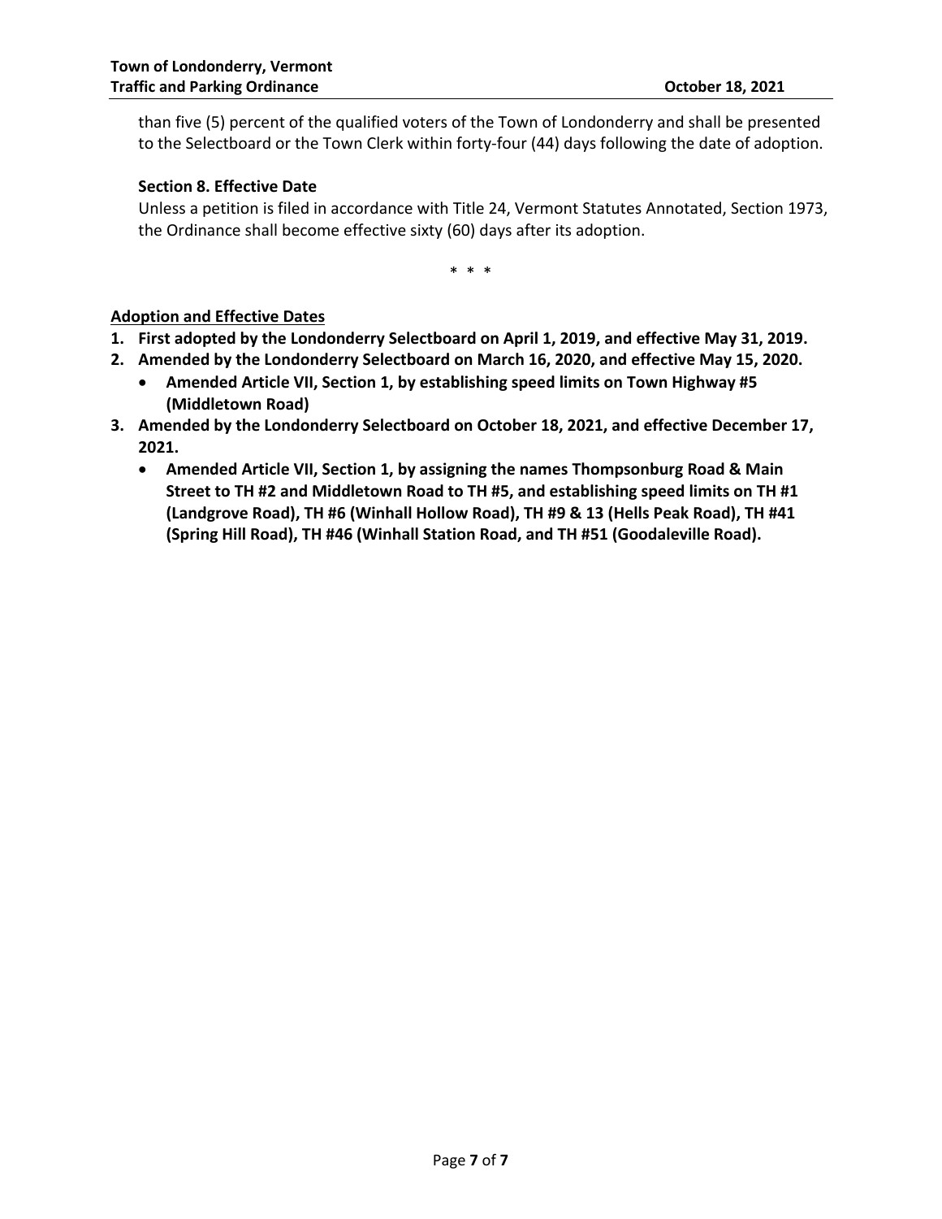than five (5) percent of the qualified voters of the Town of Londonderry and shall be presented to the Selectboard or the Town Clerk within forty-four (44) days following the date of adoption.

### Section 8. Effective Date

Unless a petition is filed in accordance with Title 24, Vermont Statutes Annotated, Section 1973, the Ordinance shall become effective sixty (60) days after its adoption.

\* \* \*

## Adoption and Effective Dates

1. **First adopted by the Londonderry Selectboard on April 1, 2019, and effective May 31, 2019.**
2. **Amended by the Londonderry Selectboard on March 16, 2020, and effective May 15, 2020.**
   - **Amended Article VII, Section 1, by establishing speed limits on Town Highway #5 (Middletown Road)**
3. **Amended by the Londonderry Selectboard on October 18, 2021, and effective December 17, 2021.**
   - **Amended Article VII, Section 1, by assigning the names Thompsonburg Road & Main Street to TH #2 and Middletown Road to TH #5, and establishing speed limits on TH #1 (Landgrove Road), TH #6 (Winhall Hollow Road), TH #9 & 13 (Hells Peak Road), TH #41 (Spring Hill Road), TH #46 (Winhall Station Road, and TH #51 (Goodaleville Road).**